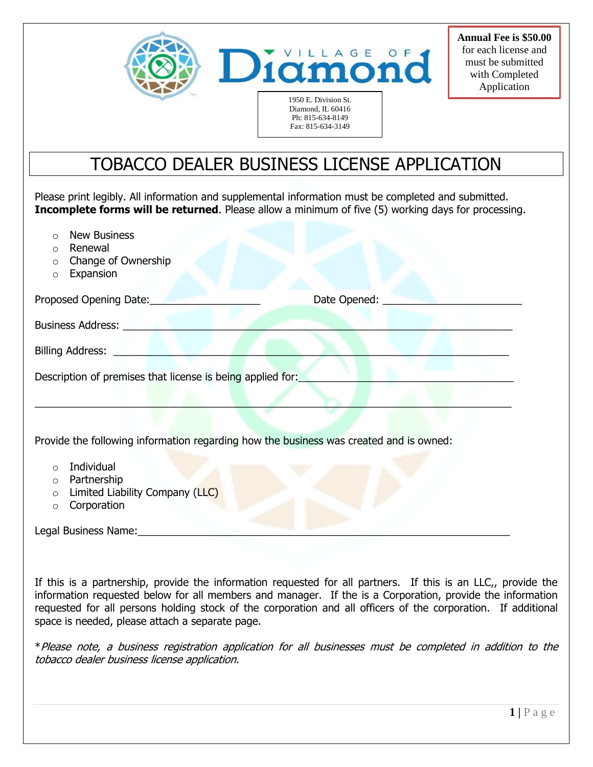VILLAGE OF **Diamond**

1950 E. Division St.
Diamond, IL 60416
Ph: 815-634-8149
Fax: 815-634-3149

**Annual Fee is $50.00** for each license and must be submitted with Completed Application

# TOBACCO DEALER BUSINESS LICENSE APPLICATION

Please print legibly. All information and supplemental information must be completed and submitted. **Incomplete forms will be returned**. Please allow a minimum of five (5) working days for processing.

- ○ New Business
- ○ Renewal
- ○ Change of Ownership
- ○ Expansion

Proposed Opening Date:___________________ Date Opened: ________________________

Business Address: _________________________________________________________________

Billing Address: __________________________________________________________________

Description of premises that license is being applied for:____________________________________

___________________________________________________________________________________

Provide the following information regarding how the business was created and is owned:

- ○ Individual
- ○ Partnership
- ○ Limited Liability Company (LLC)
- ○ Corporation

Legal Business Name:_______________________________________________________________

If this is a partnership, provide the information requested for all partners. If this is an LLC,, provide the information requested below for all members and manager. If the is a Corporation, provide the information requested for all persons holding stock of the corporation and all officers of the corporation. If additional space is needed, please attach a separate page.

*\*Please note, a business registration application for all businesses must be completed in addition to the tobacco dealer business license application.*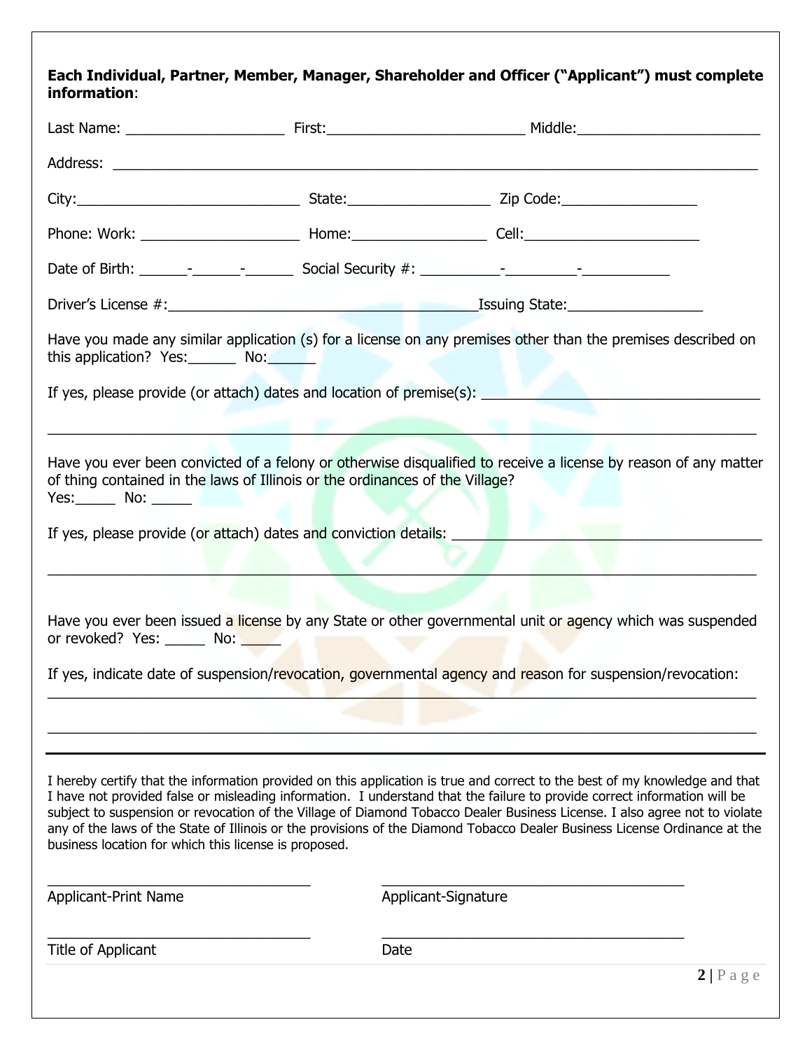**Each Individual, Partner, Member, Manager, Shareholder and Officer ("Applicant") must complete information**:

Last Name: ____________________ First:_________________________ Middle:_______________________

Address: ____________________________________________________________________________________

City:____________________________ State:__________________ Zip Code:_________________

Phone: Work: ____________________ Home:_________________ Cell:______________________

Date of Birth: ______-______-______ Social Security #: __________-_________-___________

Driver's License #:_______________________________________Issuing State:_________________

Have you made any similar application (s) for a license on any premises other than the premises described on this application? Yes:______ No:______

If yes, please provide (or attach) dates and location of premise(s): ___________________________________

_____________________________________________________________________________________________

Have you ever been convicted of a felony or otherwise disqualified to receive a license by reason of any matter of thing contained in the laws of Illinois or the ordinances of the Village?
Yes:_____ No: _____

If yes, please provide (or attach) dates and conviction details: ________________________________________

_____________________________________________________________________________________________

Have you ever been issued a license by any State or other governmental unit or agency which was suspended or revoked? Yes: _____ No: _____

If yes, indicate date of suspension/revocation, governmental agency and reason for suspension/revocation:
_____________________________________________________________________________________________

_____________________________________________________________________________________________

---

I hereby certify that the information provided on this application is true and correct to the best of my knowledge and that I have not provided false or misleading information. I understand that the failure to provide correct information will be subject to suspension or revocation of the Village of Diamond Tobacco Dealer Business License. I also agree not to violate any of the laws of the State of Illinois or the provisions of the Diamond Tobacco Dealer Business License Ordinance at the business location for which this license is proposed.

_________________________________ _______________________________________
Applicant-Print Name Applicant-Signature

_________________________________ _______________________________________
Title of Applicant Date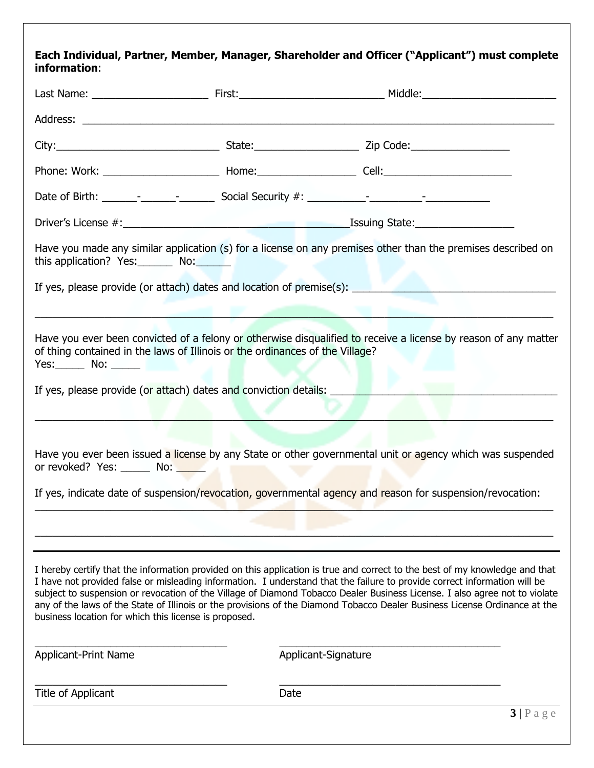**Each Individual, Partner, Member, Manager, Shareholder and Officer ("Applicant") must complete information**:

Last Name: ____________________ First:_________________________ Middle:_______________________

Address: ______________________________________________________________________________

City:____________________________ State:__________________ Zip Code:_________________

Phone: Work: ____________________ Home:_________________ Cell:______________________

Date of Birth: ______-______-______ Social Security #: __________-_________-___________

Driver's License #:_______________________________________Issuing State:_________________

Have you made any similar application (s) for a license on any premises other than the premises described on this application? Yes:______ No:______

If yes, please provide (or attach) dates and location of premise(s): ___________________________________

_______________________________________________________________________________________

Have you ever been convicted of a felony or otherwise disqualified to receive a license by reason of any matter of thing contained in the laws of Illinois or the ordinances of the Village?
Yes:_____ No: _____

If yes, please provide (or attach) dates and conviction details: _______________________________________

_______________________________________________________________________________________

Have you ever been issued a license by any State or other governmental unit or agency which was suspended or revoked? Yes: _____ No: _____

If yes, indicate date of suspension/revocation, governmental agency and reason for suspension/revocation:
_______________________________________________________________________________________

_______________________________________________________________________________________

---

I hereby certify that the information provided on this application is true and correct to the best of my knowledge and that I have not provided false or misleading information. I understand that the failure to provide correct information will be subject to suspension or revocation of the Village of Diamond Tobacco Dealer Business License. I also agree not to violate any of the laws of the State of Illinois or the provisions of the Diamond Tobacco Dealer Business License Ordinance at the business location for which this license is proposed.

__________________________________ ______________________________________
Applicant-Print Name Applicant-Signature

__________________________________ ______________________________________
Title of Applicant Date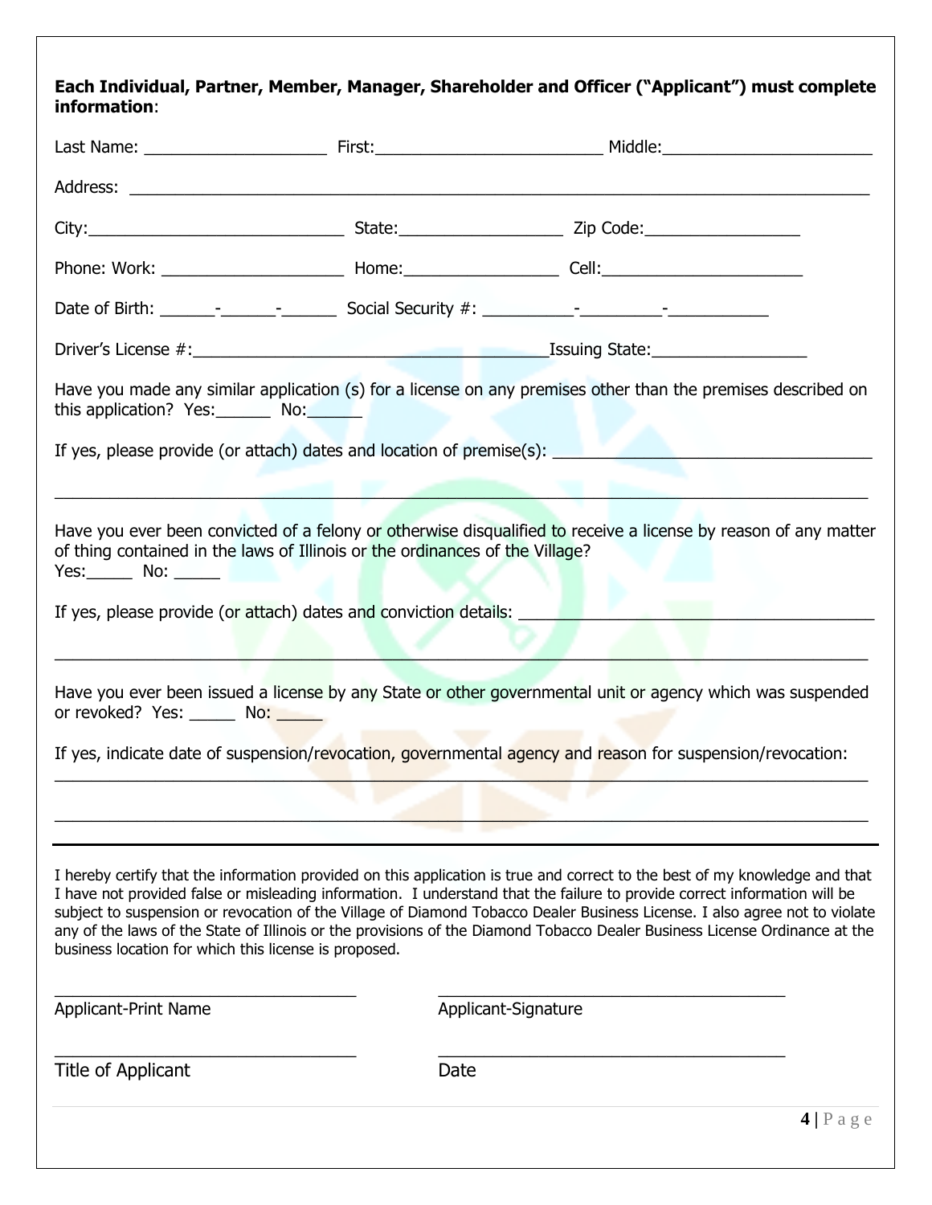**Each Individual, Partner, Member, Manager, Shareholder and Officer ("Applicant") must complete information**:

Last Name: ____________________ First:_________________________ Middle:_______________________

Address: ___________________________________________________________________________________

City:____________________________ State:__________________ Zip Code:_________________

Phone: Work: ____________________ Home:_________________ Cell:______________________

Date of Birth: ______-______-______ Social Security #: __________-_________-___________

Driver's License #:_______________________________________Issuing State:_________________

Have you made any similar application (s) for a license on any premises other than the premises described on this application? Yes:______ No:______

If yes, please provide (or attach) dates and location of premise(s): ___________________________________

_____________________________________________________________________________________________

Have you ever been convicted of a felony or otherwise disqualified to receive a license by reason of any matter of thing contained in the laws of Illinois or the ordinances of the Village?
Yes:_____ No: _____

If yes, please provide (or attach) dates and conviction details: ________________________________________

_____________________________________________________________________________________________

Have you ever been issued a license by any State or other governmental unit or agency which was suspended or revoked? Yes: _____ No: _____

If yes, indicate date of suspension/revocation, governmental agency and reason for suspension/revocation:
_____________________________________________________________________________________________

_____________________________________________________________________________________________

---

I hereby certify that the information provided on this application is true and correct to the best of my knowledge and that I have not provided false or misleading information. I understand that the failure to provide correct information will be subject to suspension or revocation of the Village of Diamond Tobacco Dealer Business License. I also agree not to violate any of the laws of the State of Illinois or the provisions of the Diamond Tobacco Dealer Business License Ordinance at the business location for which this license is proposed.

_________________________________ _______________________________________
Applicant-Print Name Applicant-Signature

_________________________________ _______________________________________
Title of Applicant Date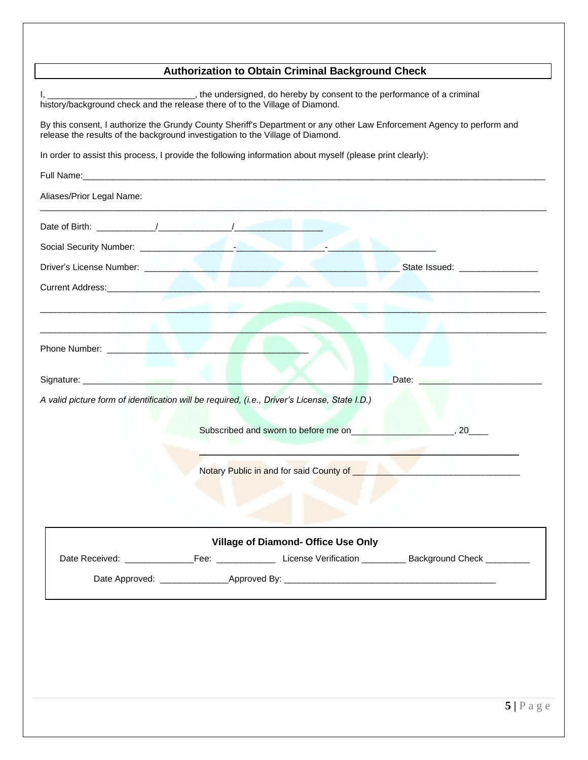## Authorization to Obtain Criminal Background Check

I, ______________________________, the undersigned, do hereby by consent to the performance of a criminal history/background check and the release there of to the Village of Diamond.

By this consent, I authorize the Grundy County Sheriff's Department or any other Law Enforcement Agency to perform and release the results of the background investigation to the Village of Diamond.

In order to assist this process, I provide the following information about myself (please print clearly):

Full Name:_____________________________________________________________________________________________

Aliases/Prior Legal Name:
_______________________________________________________________________________________________________

Date of Birth: ____________/_______________/_________________

Social Security Number: ___________________-__________________-_____________________

Driver's License Number: _______________________________________________ State Issued: ________________

Current Address:________________________________________________________________________________________

_______________________________________________________________________________________________________

_______________________________________________________________________________________________________

Phone Number: ________________________________________

Signature: ______________________________________________________________Date: _________________________

*A valid picture form of identification will be required, (i.e., Driver's License, State I.D.)*

Subscribed and sworn to before me on____________________, 20____

_______________________________________________________________

Notary Public in and for said County of __________________________________

**Village of Diamond- Office Use Only**

Date Received: ______________Fee: ____________ License Verification _________ Background Check _________

Date Approved: ______________Approved By: ___________________________________________